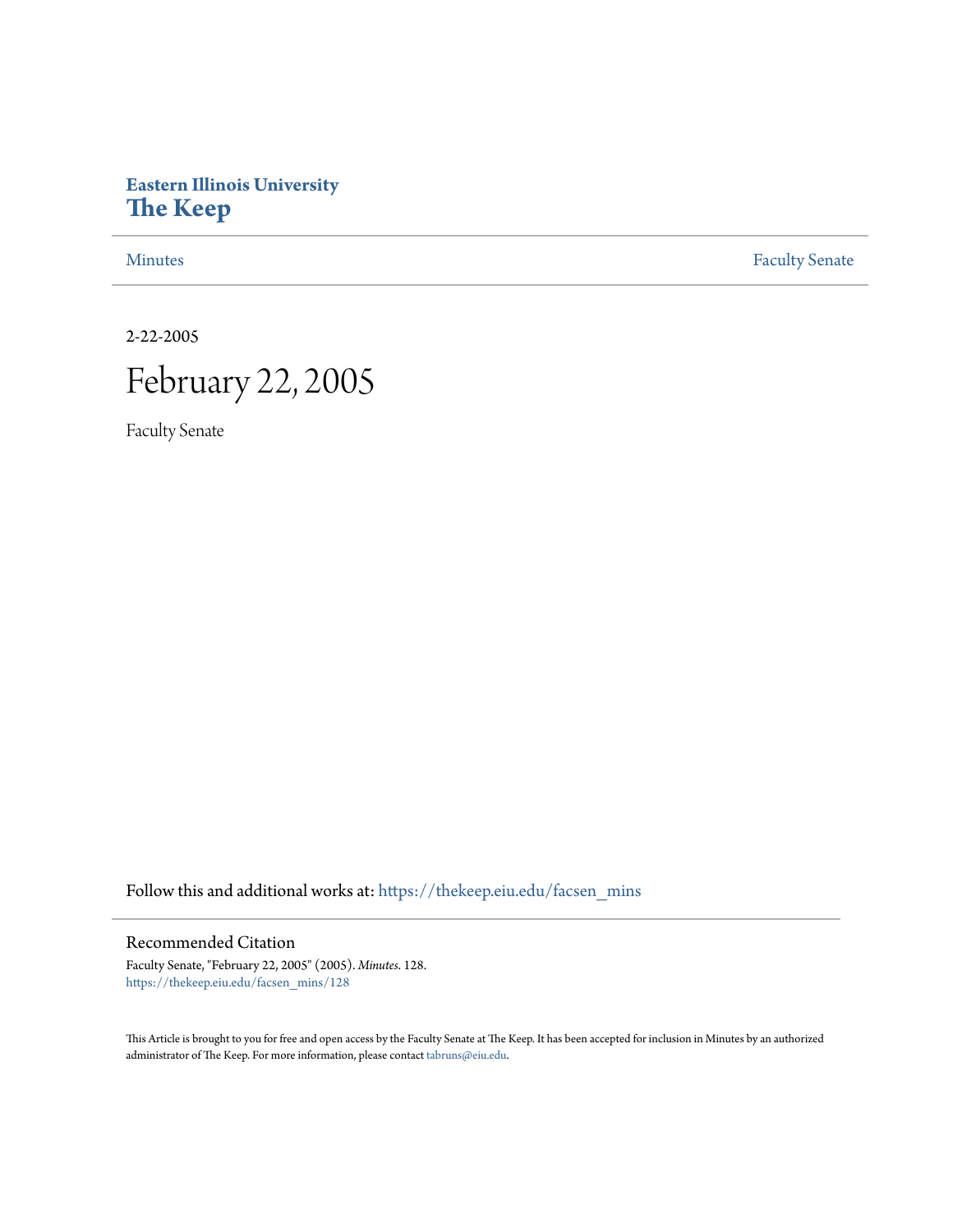Eastern Illinois University
# The Keep

Minutes | Faculty Senate

2-22-2005

# February 22, 2005

Faculty Senate

Follow this and additional works at: https://thekeep.eiu.edu/facsen_mins

## Recommended Citation

Faculty Senate, "February 22, 2005" (2005). *Minutes*. 128.
https://thekeep.eiu.edu/facsen_mins/128

This Article is brought to you for free and open access by the Faculty Senate at The Keep. It has been accepted for inclusion in Minutes by an authorized administrator of The Keep. For more information, please contact tabruns@eiu.edu.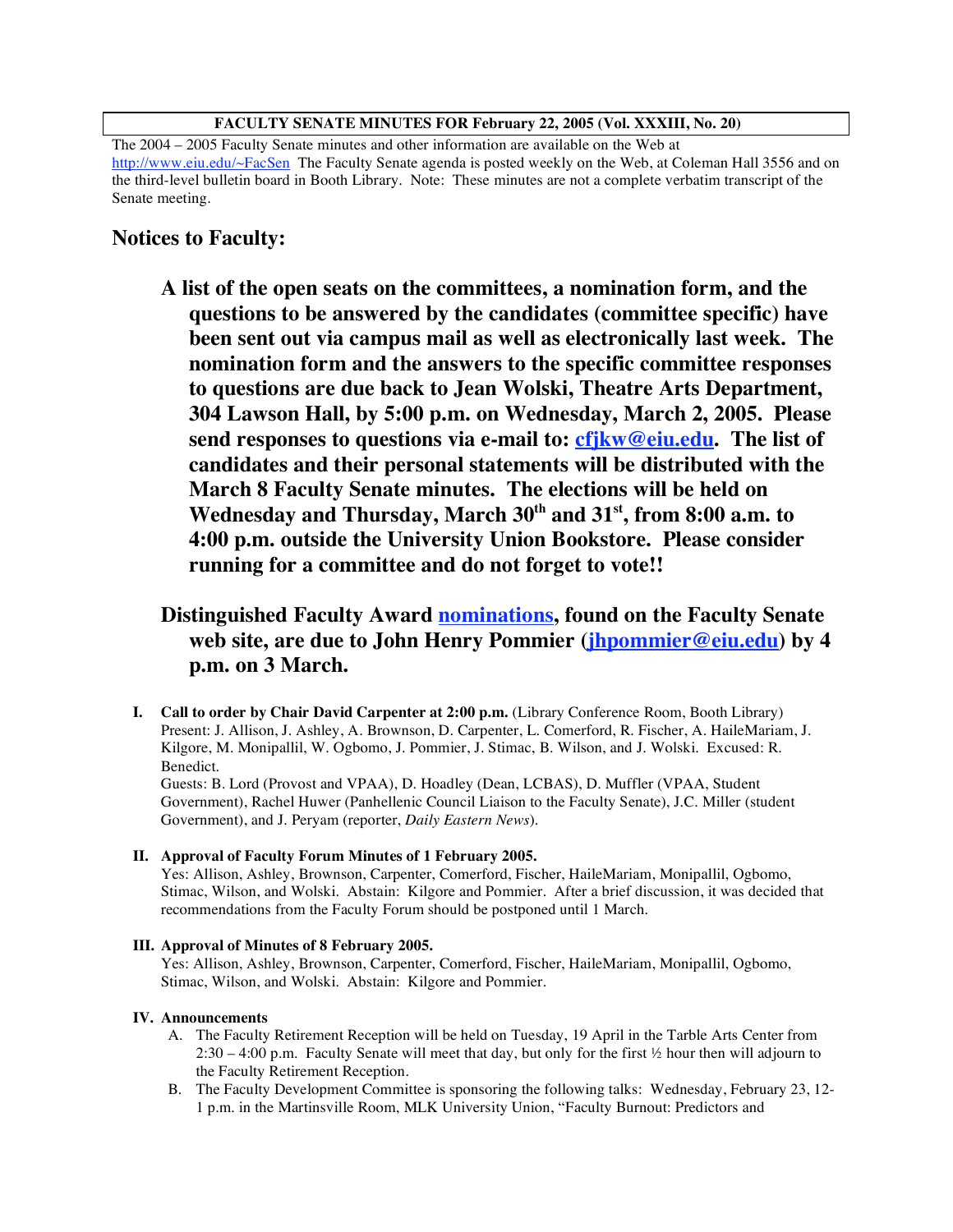**FACULTY SENATE MINUTES FOR February 22, 2005 (Vol. XXXIII, No. 20)**

The 2004 – 2005 Faculty Senate minutes and other information are available on the Web at http://www.eiu.edu/~FacSen The Faculty Senate agenda is posted weekly on the Web, at Coleman Hall 3556 and on the third-level bulletin board in Booth Library. Note: These minutes are not a complete verbatim transcript of the Senate meeting.

## Notices to Faculty:

**A list of the open seats on the committees, a nomination form, and the questions to be answered by the candidates (committee specific) have been sent out via campus mail as well as electronically last week. The nomination form and the answers to the specific committee responses to questions are due back to Jean Wolski, Theatre Arts Department, 304 Lawson Hall, by 5:00 p.m. on Wednesday, March 2, 2005. Please send responses to questions via e-mail to: cfjkw@eiu.edu. The list of candidates and their personal statements will be distributed with the March 8 Faculty Senate minutes. The elections will be held on Wednesday and Thursday, March 30th and 31st, from 8:00 a.m. to 4:00 p.m. outside the University Union Bookstore. Please consider running for a committee and do not forget to vote!!**

**Distinguished Faculty Award nominations, found on the Faculty Senate web site, are due to John Henry Pommier (jhpommier@eiu.edu) by 4 p.m. on 3 March.**

**I. Call to order by Chair David Carpenter at 2:00 p.m.** (Library Conference Room, Booth Library)
Present: J. Allison, J. Ashley, A. Brownson, D. Carpenter, L. Comerford, R. Fischer, A. HaileMariam, J. Kilgore, M. Monipallil, W. Ogbomo, J. Pommier, J. Stimac, B. Wilson, and J. Wolski. Excused: R. Benedict.
Guests: B. Lord (Provost and VPAA), D. Hoadley (Dean, LCBAS), D. Muffler (VPAA, Student Government), Rachel Huwer (Panhellenic Council Liaison to the Faculty Senate), J.C. Miller (student Government), and J. Peryam (reporter, *Daily Eastern News*).

**II. Approval of Faculty Forum Minutes of 1 February 2005.**
Yes: Allison, Ashley, Brownson, Carpenter, Comerford, Fischer, HaileMariam, Monipallil, Ogbomo, Stimac, Wilson, and Wolski. Abstain: Kilgore and Pommier. After a brief discussion, it was decided that recommendations from the Faculty Forum should be postponed until 1 March.

**III. Approval of Minutes of 8 February 2005.**
Yes: Allison, Ashley, Brownson, Carpenter, Comerford, Fischer, HaileMariam, Monipallil, Ogbomo, Stimac, Wilson, and Wolski. Abstain: Kilgore and Pommier.

**IV. Announcements**

A. The Faculty Retirement Reception will be held on Tuesday, 19 April in the Tarble Arts Center from 2:30 – 4:00 p.m. Faculty Senate will meet that day, but only for the first ½ hour then will adjourn to the Faculty Retirement Reception.

B. The Faculty Development Committee is sponsoring the following talks: Wednesday, February 23, 12-1 p.m. in the Martinsville Room, MLK University Union, "Faculty Burnout: Predictors and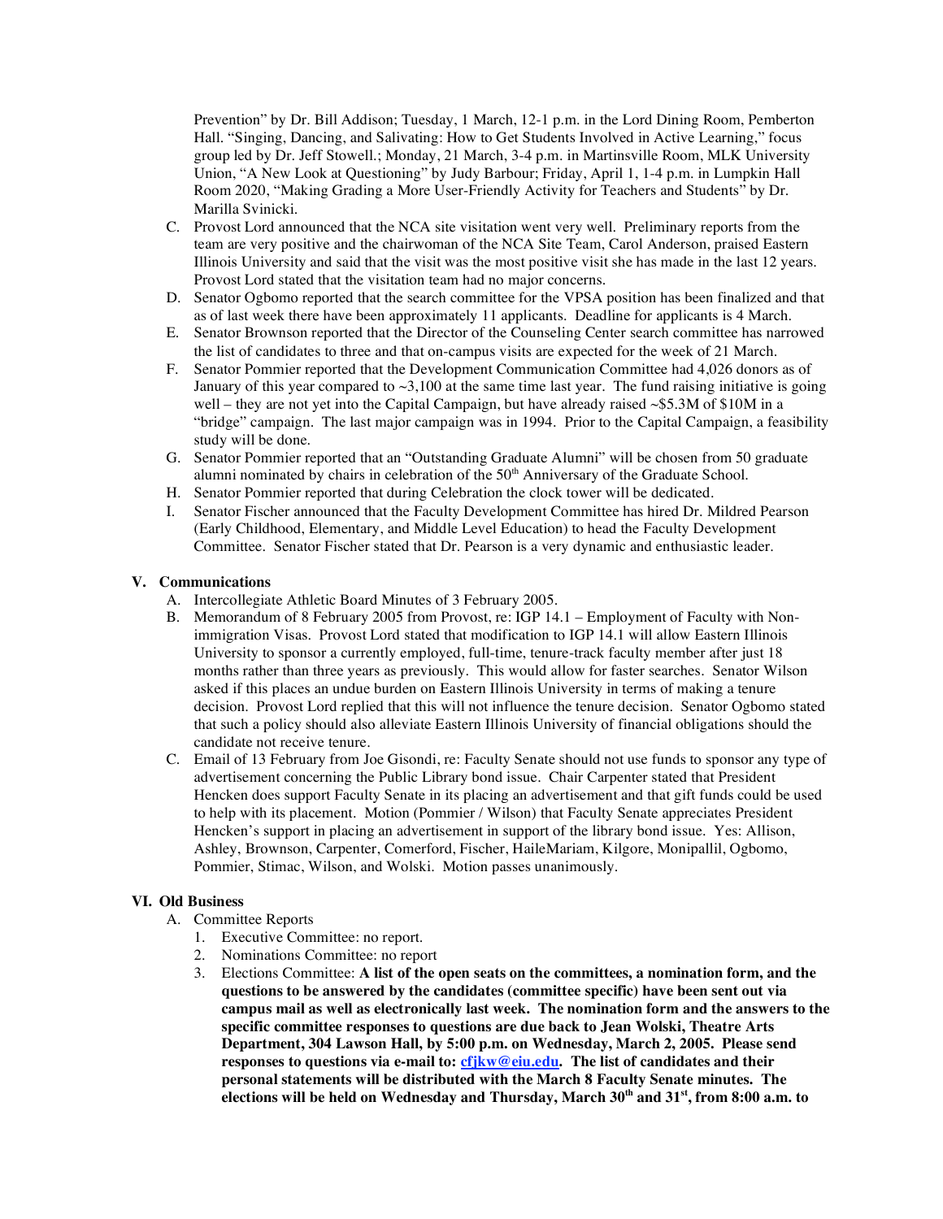Prevention" by Dr. Bill Addison; Tuesday, 1 March, 12-1 p.m. in the Lord Dining Room, Pemberton Hall. "Singing, Dancing, and Salivating: How to Get Students Involved in Active Learning," focus group led by Dr. Jeff Stowell.; Monday, 21 March, 3-4 p.m. in Martinsville Room, MLK University Union, "A New Look at Questioning" by Judy Barbour; Friday, April 1, 1-4 p.m. in Lumpkin Hall Room 2020, "Making Grading a More User-Friendly Activity for Teachers and Students" by Dr. Marilla Svinicki.

C. Provost Lord announced that the NCA site visitation went very well. Preliminary reports from the team are very positive and the chairwoman of the NCA Site Team, Carol Anderson, praised Eastern Illinois University and said that the visit was the most positive visit she has made in the last 12 years. Provost Lord stated that the visitation team had no major concerns.

D. Senator Ogbomo reported that the search committee for the VPSA position has been finalized and that as of last week there have been approximately 11 applicants. Deadline for applicants is 4 March.

E. Senator Brownson reported that the Director of the Counseling Center search committee has narrowed the list of candidates to three and that on-campus visits are expected for the week of 21 March.

F. Senator Pommier reported that the Development Communication Committee had 4,026 donors as of January of this year compared to ~3,100 at the same time last year. The fund raising initiative is going well – they are not yet into the Capital Campaign, but have already raised ~$5.3M of $10M in a "bridge" campaign. The last major campaign was in 1994. Prior to the Capital Campaign, a feasibility study will be done.

G. Senator Pommier reported that an "Outstanding Graduate Alumni" will be chosen from 50 graduate alumni nominated by chairs in celebration of the 50th Anniversary of the Graduate School.

H. Senator Pommier reported that during Celebration the clock tower will be dedicated.

I. Senator Fischer announced that the Faculty Development Committee has hired Dr. Mildred Pearson (Early Childhood, Elementary, and Middle Level Education) to head the Faculty Development Committee. Senator Fischer stated that Dr. Pearson is a very dynamic and enthusiastic leader.

## V. Communications

A. Intercollegiate Athletic Board Minutes of 3 February 2005.

B. Memorandum of 8 February 2005 from Provost, re: IGP 14.1 – Employment of Faculty with Non-immigration Visas. Provost Lord stated that modification to IGP 14.1 will allow Eastern Illinois University to sponsor a currently employed, full-time, tenure-track faculty member after just 18 months rather than three years as previously. This would allow for faster searches. Senator Wilson asked if this places an undue burden on Eastern Illinois University in terms of making a tenure decision. Provost Lord replied that this will not influence the tenure decision. Senator Ogbomo stated that such a policy should also alleviate Eastern Illinois University of financial obligations should the candidate not receive tenure.

C. Email of 13 February from Joe Gisondi, re: Faculty Senate should not use funds to sponsor any type of advertisement concerning the Public Library bond issue. Chair Carpenter stated that President Hencken does support Faculty Senate in its placing an advertisement and that gift funds could be used to help with its placement. Motion (Pommier / Wilson) that Faculty Senate appreciates President Hencken's support in placing an advertisement in support of the library bond issue. Yes: Allison, Ashley, Brownson, Carpenter, Comerford, Fischer, HaileMariam, Kilgore, Monipallil, Ogbomo, Pommier, Stimac, Wilson, and Wolski. Motion passes unanimously.

## VI. Old Business

A. Committee Reports

1. Executive Committee: no report.
2. Nominations Committee: no report
3. Elections Committee: **A list of the open seats on the committees, a nomination form, and the questions to be answered by the candidates (committee specific) have been sent out via campus mail as well as electronically last week. The nomination form and the answers to the specific committee responses to questions are due back to Jean Wolski, Theatre Arts Department, 304 Lawson Hall, by 5:00 p.m. on Wednesday, March 2, 2005. Please send responses to questions via e-mail to: cfjkw@eiu.edu. The list of candidates and their personal statements will be distributed with the March 8 Faculty Senate minutes. The elections will be held on Wednesday and Thursday, March 30th and 31st, from 8:00 a.m. to**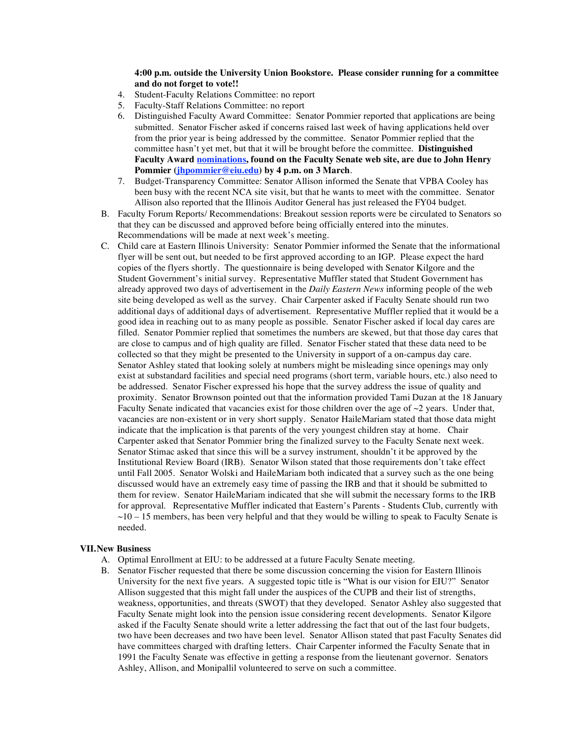**4:00 p.m. outside the University Union Bookstore. Please consider running for a committee and do not forget to vote!!**

4. Student-Faculty Relations Committee: no report
5. Faculty-Staff Relations Committee: no report
6. Distinguished Faculty Award Committee: Senator Pommier reported that applications are being submitted. Senator Fischer asked if concerns raised last week of having applications held over from the prior year is being addressed by the committee. Senator Pommier replied that the committee hasn't yet met, but that it will be brought before the committee. **Distinguished Faculty Award nominations, found on the Faculty Senate web site, are due to John Henry Pommier (jhpommier@eiu.edu) by 4 p.m. on 3 March**.
7. Budget-Transparency Committee: Senator Allison informed the Senate that VPBA Cooley has been busy with the recent NCA site visit, but that he wants to meet with the committee. Senator Allison also reported that the Illinois Auditor General has just released the FY04 budget.

B. Faculty Forum Reports/ Recommendations: Breakout session reports were be circulated to Senators so that they can be discussed and approved before being officially entered into the minutes. Recommendations will be made at next week's meeting.

C. Child care at Eastern Illinois University: Senator Pommier informed the Senate that the informational flyer will be sent out, but needed to be first approved according to an IGP. Please expect the hard copies of the flyers shortly. The questionnaire is being developed with Senator Kilgore and the Student Government's initial survey. Representative Muffler stated that Student Government has already approved two days of advertisement in the *Daily Eastern News* informing people of the web site being developed as well as the survey. Chair Carpenter asked if Faculty Senate should run two additional days of additional days of advertisement. Representative Muffler replied that it would be a good idea in reaching out to as many people as possible. Senator Fischer asked if local day cares are filled. Senator Pommier replied that sometimes the numbers are skewed, but that those day cares that are close to campus and of high quality are filled. Senator Fischer stated that these data need to be collected so that they might be presented to the University in support of a on-campus day care. Senator Ashley stated that looking solely at numbers might be misleading since openings may only exist at substandard facilities and special need programs (short term, variable hours, etc.) also need to be addressed. Senator Fischer expressed his hope that the survey address the issue of quality and proximity. Senator Brownson pointed out that the information provided Tami Duzan at the 18 January Faculty Senate indicated that vacancies exist for those children over the age of ~2 years. Under that, vacancies are non-existent or in very short supply. Senator HaileMariam stated that those data might indicate that the implication is that parents of the very youngest children stay at home. Chair Carpenter asked that Senator Pommier bring the finalized survey to the Faculty Senate next week. Senator Stimac asked that since this will be a survey instrument, shouldn't it be approved by the Institutional Review Board (IRB). Senator Wilson stated that those requirements don't take effect until Fall 2005. Senator Wolski and HaileMariam both indicated that a survey such as the one being discussed would have an extremely easy time of passing the IRB and that it should be submitted to them for review. Senator HaileMariam indicated that she will submit the necessary forms to the IRB for approval. Representative Muffler indicated that Eastern's Parents - Students Club, currently with ~10 – 15 members, has been very helpful and that they would be willing to speak to Faculty Senate is needed.

## VII. New Business

A. Optimal Enrollment at EIU: to be addressed at a future Faculty Senate meeting.

B. Senator Fischer requested that there be some discussion concerning the vision for Eastern Illinois University for the next five years. A suggested topic title is "What is our vision for EIU?" Senator Allison suggested that this might fall under the auspices of the CUPB and their list of strengths, weakness, opportunities, and threats (SWOT) that they developed. Senator Ashley also suggested that Faculty Senate might look into the pension issue considering recent developments. Senator Kilgore asked if the Faculty Senate should write a letter addressing the fact that out of the last four budgets, two have been decreases and two have been level. Senator Allison stated that past Faculty Senates did have committees charged with drafting letters. Chair Carpenter informed the Faculty Senate that in 1991 the Faculty Senate was effective in getting a response from the lieutenant governor. Senators Ashley, Allison, and Monipallil volunteered to serve on such a committee.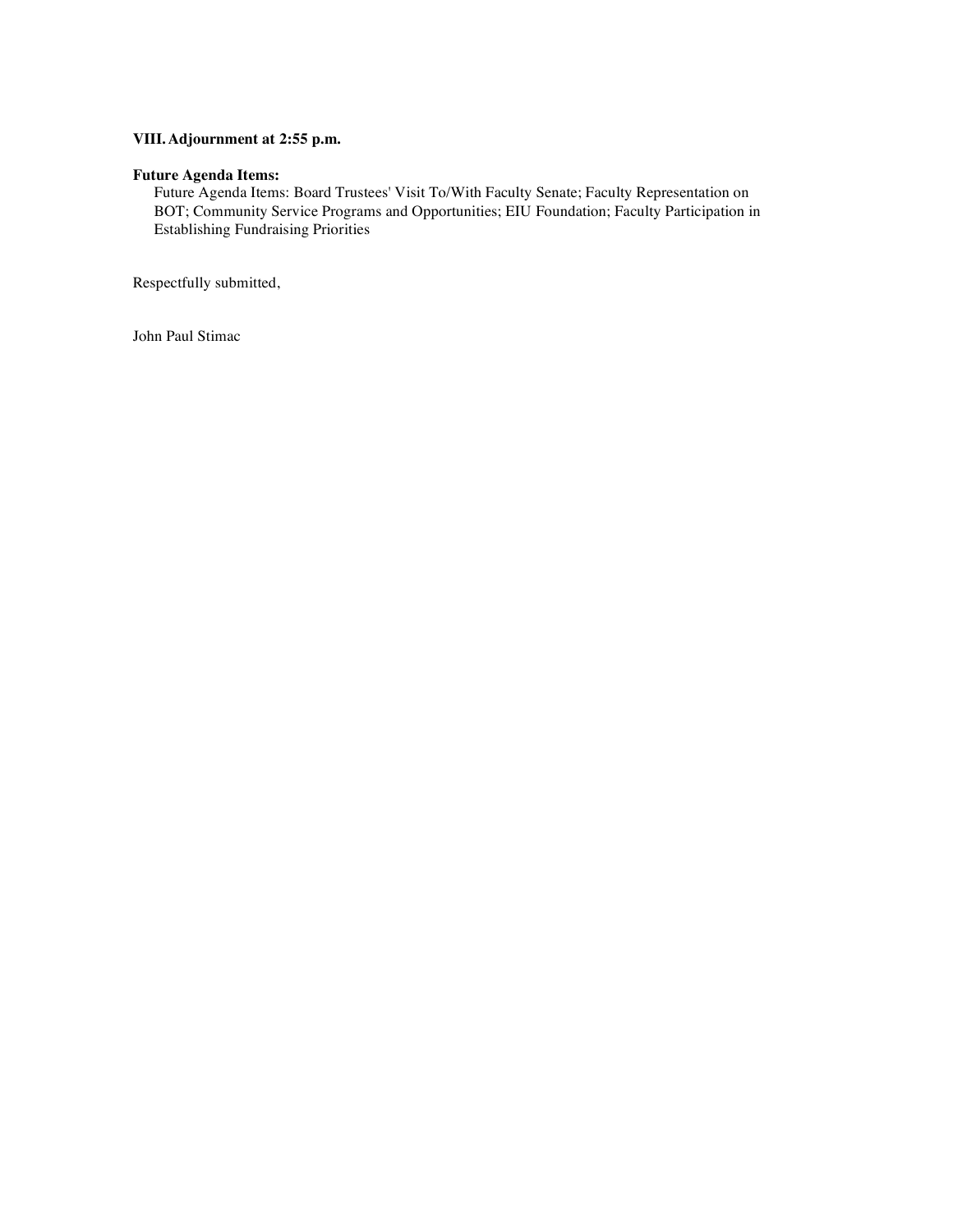**VIII. Adjournment at 2:55 p.m.**

**Future Agenda Items:**

Future Agenda Items: Board Trustees' Visit To/With Faculty Senate; Faculty Representation on BOT; Community Service Programs and Opportunities; EIU Foundation; Faculty Participation in Establishing Fundraising Priorities

Respectfully submitted,

John Paul Stimac